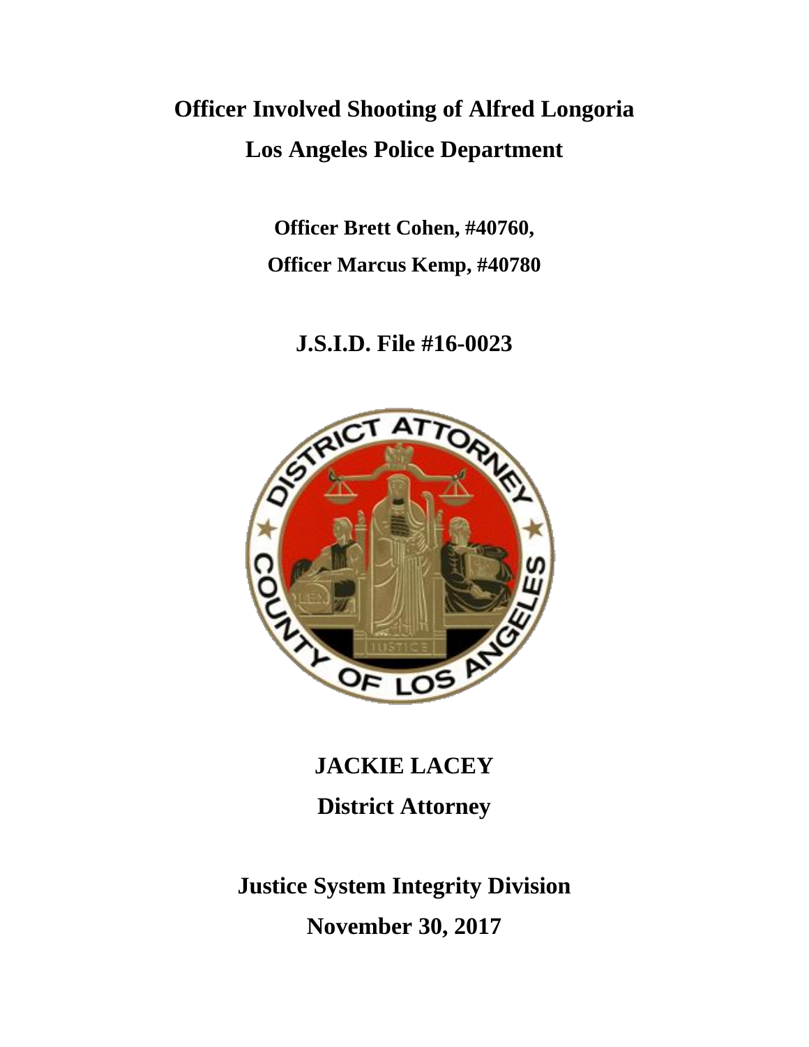# Officer Involved Shooting of Alfred Longoria

# Los Angeles Police Department

**Officer Brett Cohen, #40760,**

**Officer Marcus Kemp, #40780**

**J.S.I.D. File #16-0023**

**JACKIE LACEY**

**District Attorney**

**Justice System Integrity Division**

**November 30, 2017**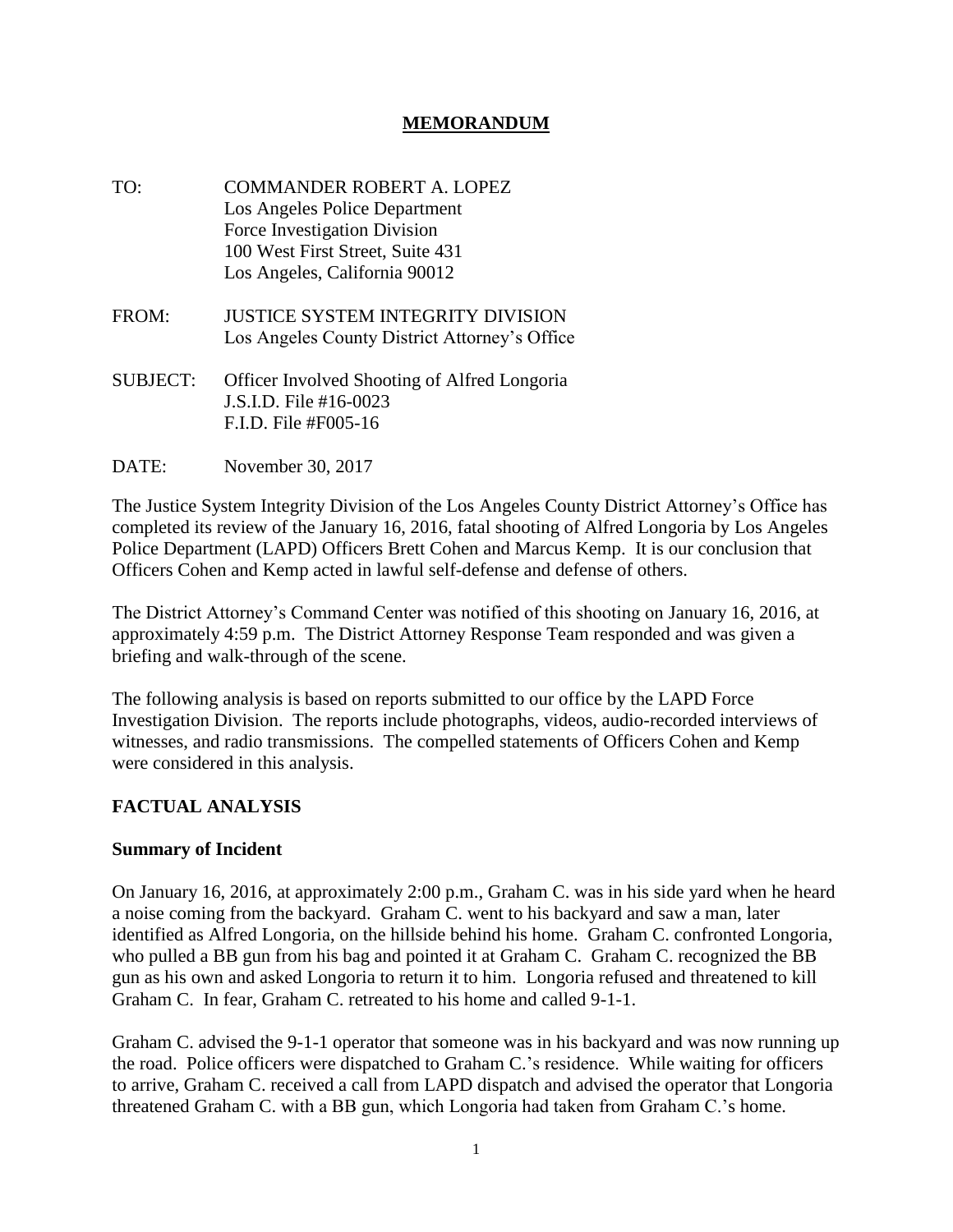# MEMORANDUM

TO: COMMANDER ROBERT A. LOPEZ
Los Angeles Police Department
Force Investigation Division
100 West First Street, Suite 431
Los Angeles, California 90012

FROM: JUSTICE SYSTEM INTEGRITY DIVISION
Los Angeles County District Attorney's Office

SUBJECT: Officer Involved Shooting of Alfred Longoria
J.S.I.D. File #16-0023
F.I.D. File #F005-16

DATE: November 30, 2017

The Justice System Integrity Division of the Los Angeles County District Attorney's Office has completed its review of the January 16, 2016, fatal shooting of Alfred Longoria by Los Angeles Police Department (LAPD) Officers Brett Cohen and Marcus Kemp. It is our conclusion that Officers Cohen and Kemp acted in lawful self-defense and defense of others.

The District Attorney's Command Center was notified of this shooting on January 16, 2016, at approximately 4:59 p.m. The District Attorney Response Team responded and was given a briefing and walk-through of the scene.

The following analysis is based on reports submitted to our office by the LAPD Force Investigation Division. The reports include photographs, videos, audio-recorded interviews of witnesses, and radio transmissions. The compelled statements of Officers Cohen and Kemp were considered in this analysis.

## FACTUAL ANALYSIS

### Summary of Incident

On January 16, 2016, at approximately 2:00 p.m., Graham C. was in his side yard when he heard a noise coming from the backyard. Graham C. went to his backyard and saw a man, later identified as Alfred Longoria, on the hillside behind his home. Graham C. confronted Longoria, who pulled a BB gun from his bag and pointed it at Graham C. Graham C. recognized the BB gun as his own and asked Longoria to return it to him. Longoria refused and threatened to kill Graham C. In fear, Graham C. retreated to his home and called 9-1-1.

Graham C. advised the 9-1-1 operator that someone was in his backyard and was now running up the road. Police officers were dispatched to Graham C.'s residence. While waiting for officers to arrive, Graham C. received a call from LAPD dispatch and advised the operator that Longoria threatened Graham C. with a BB gun, which Longoria had taken from Graham C.'s home.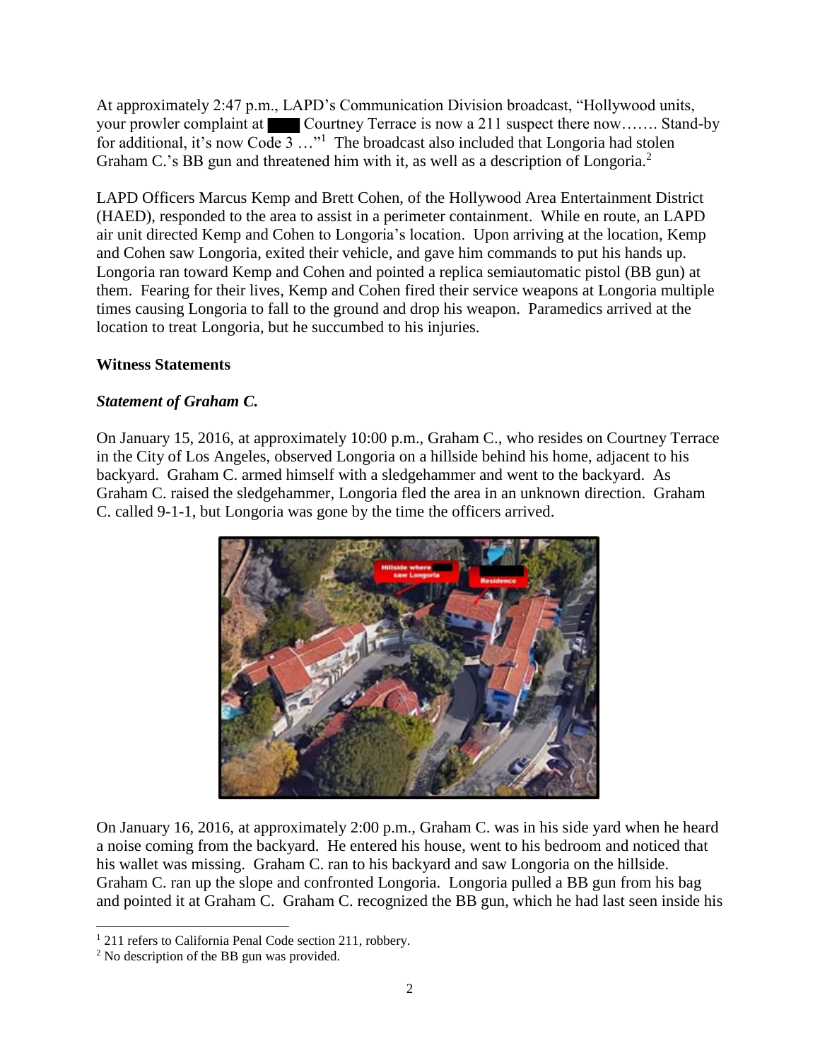At approximately 2:47 p.m., LAPD's Communication Division broadcast, "Hollywood units, your prowler complaint at ████ Courtney Terrace is now a 211 suspect there now……. Stand-by for additional, it's now Code 3 …"[1] The broadcast also included that Longoria had stolen Graham C.'s BB gun and threatened him with it, as well as a description of Longoria.[2]

LAPD Officers Marcus Kemp and Brett Cohen, of the Hollywood Area Entertainment District (HAED), responded to the area to assist in a perimeter containment. While en route, an LAPD air unit directed Kemp and Cohen to Longoria's location. Upon arriving at the location, Kemp and Cohen saw Longoria, exited their vehicle, and gave him commands to put his hands up. Longoria ran toward Kemp and Cohen and pointed a replica semiautomatic pistol (BB gun) at them. Fearing for their lives, Kemp and Cohen fired their service weapons at Longoria multiple times causing Longoria to fall to the ground and drop his weapon. Paramedics arrived at the location to treat Longoria, but he succumbed to his injuries.

**Witness Statements**

***Statement of Graham C.***

On January 15, 2016, at approximately 10:00 p.m., Graham C., who resides on Courtney Terrace in the City of Los Angeles, observed Longoria on a hillside behind his home, adjacent to his backyard. Graham C. armed himself with a sledgehammer and went to the backyard. As Graham C. raised the sledgehammer, Longoria fled the area in an unknown direction. Graham C. called 9-1-1, but Longoria was gone by the time the officers arrived.

On January 16, 2016, at approximately 2:00 p.m., Graham C. was in his side yard when he heard a noise coming from the backyard. He entered his house, went to his bedroom and noticed that his wallet was missing. Graham C. ran to his backyard and saw Longoria on the hillside. Graham C. ran up the slope and confronted Longoria. Longoria pulled a BB gun from his bag and pointed it at Graham C. Graham C. recognized the BB gun, which he had last seen inside his

---

[1] 211 refers to California Penal Code section 211, robbery.

[2] No description of the BB gun was provided.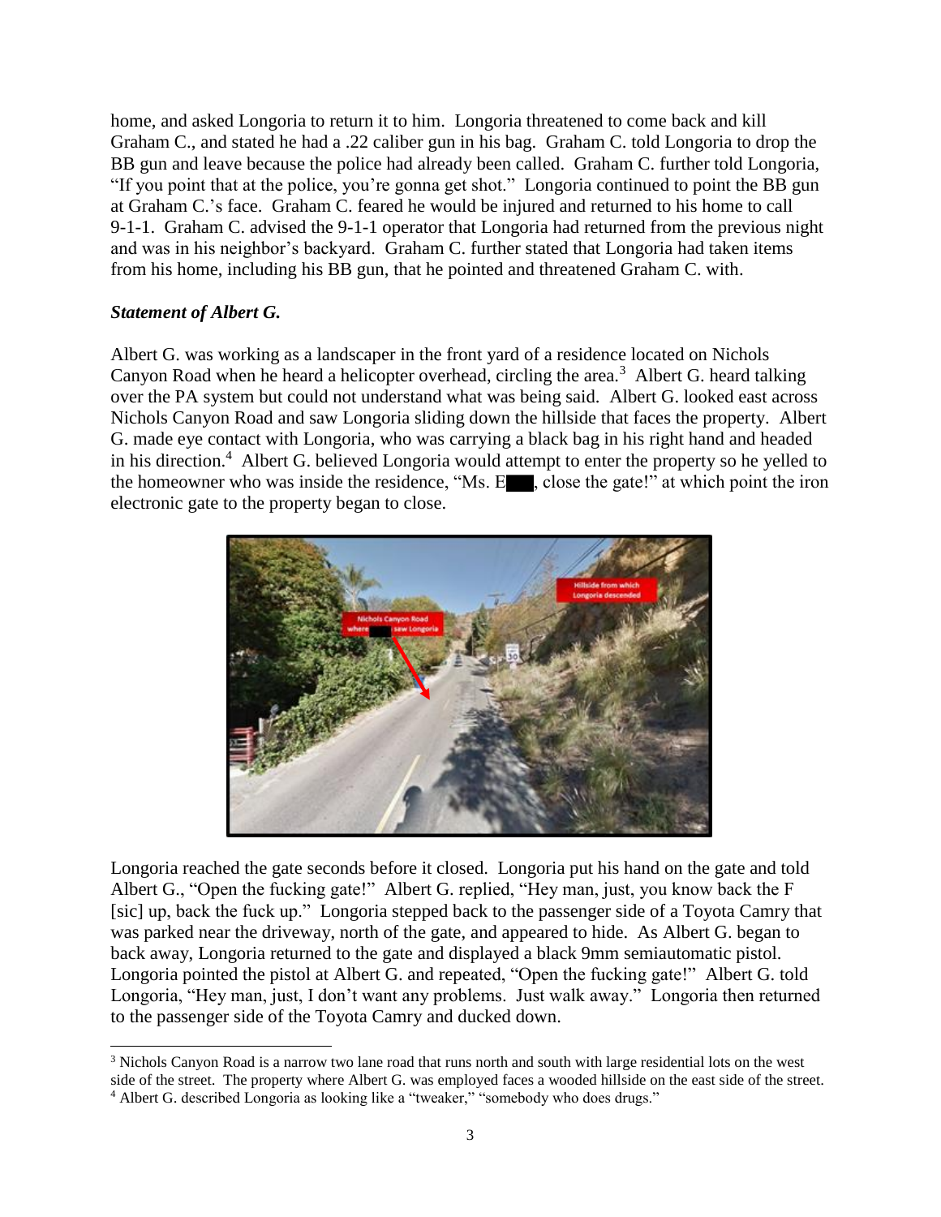home, and asked Longoria to return it to him. Longoria threatened to come back and kill Graham C., and stated he had a .22 caliber gun in his bag. Graham C. told Longoria to drop the BB gun and leave because the police had already been called. Graham C. further told Longoria, "If you point that at the police, you're gonna get shot." Longoria continued to point the BB gun at Graham C.'s face. Graham C. feared he would be injured and returned to his home to call 9-1-1. Graham C. advised the 9-1-1 operator that Longoria had returned from the previous night and was in his neighbor's backyard. Graham C. further stated that Longoria had taken items from his home, including his BB gun, that he pointed and threatened Graham C. with.

***Statement of Albert G.***

Albert G. was working as a landscaper in the front yard of a residence located on Nichols Canyon Road when he heard a helicopter overhead, circling the area.[3] Albert G. heard talking over the PA system but could not understand what was being said. Albert G. looked east across Nichols Canyon Road and saw Longoria sliding down the hillside that faces the property. Albert G. made eye contact with Longoria, who was carrying a black bag in his right hand and headed in his direction.[4] Albert G. believed Longoria would attempt to enter the property so he yelled to the homeowner who was inside the residence, "Ms. E███, close the gate!" at which point the iron electronic gate to the property began to close.

Longoria reached the gate seconds before it closed. Longoria put his hand on the gate and told Albert G., "Open the fucking gate!" Albert G. replied, "Hey man, just, you know back the F [sic] up, back the fuck up." Longoria stepped back to the passenger side of a Toyota Camry that was parked near the driveway, north of the gate, and appeared to hide. As Albert G. began to back away, Longoria returned to the gate and displayed a black 9mm semiautomatic pistol. Longoria pointed the pistol at Albert G. and repeated, "Open the fucking gate!" Albert G. told Longoria, "Hey man, just, I don't want any problems. Just walk away." Longoria then returned to the passenger side of the Toyota Camry and ducked down.

[3] Nichols Canyon Road is a narrow two lane road that runs north and south with large residential lots on the west side of the street. The property where Albert G. was employed faces a wooded hillside on the east side of the street.

[4] Albert G. described Longoria as looking like a "tweaker," "somebody who does drugs."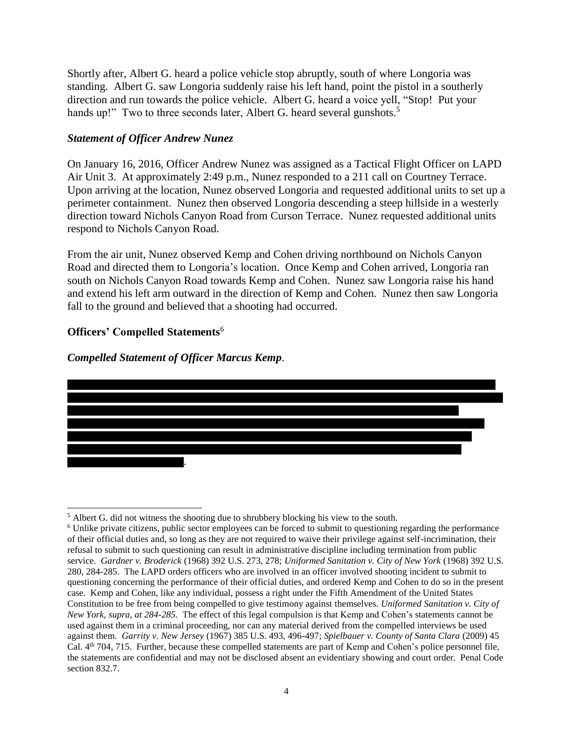Shortly after, Albert G. heard a police vehicle stop abruptly, south of where Longoria was standing. Albert G. saw Longoria suddenly raise his left hand, point the pistol in a southerly direction and run towards the police vehicle. Albert G. heard a voice yell, "Stop! Put your hands up!" Two to three seconds later, Albert G. heard several gunshots.[5]

### *Statement of Officer Andrew Nunez*

On January 16, 2016, Officer Andrew Nunez was assigned as a Tactical Flight Officer on LAPD Air Unit 3. At approximately 2:49 p.m., Nunez responded to a 211 call on Courtney Terrace. Upon arriving at the location, Nunez observed Longoria and requested additional units to set up a perimeter containment. Nunez then observed Longoria descending a steep hillside in a westerly direction toward Nichols Canyon Road from Curson Terrace. Nunez requested additional units respond to Nichols Canyon Road.

From the air unit, Nunez observed Kemp and Cohen driving northbound on Nichols Canyon Road and directed them to Longoria's location. Once Kemp and Cohen arrived, Longoria ran south on Nichols Canyon Road towards Kemp and Cohen. Nunez saw Longoria raise his hand and extend his left arm outward in the direction of Kemp and Cohen. Nunez then saw Longoria fall to the ground and believed that a shooting had occurred.

### **Officers' Compelled Statements**[6]

### *Compelled Statement of Officer Marcus Kemp*.

[REDACTED].

---

[5] Albert G. did not witness the shooting due to shrubbery blocking his view to the south.

[6] Unlike private citizens, public sector employees can be forced to submit to questioning regarding the performance of their official duties and, so long as they are not required to waive their privilege against self-incrimination, their refusal to submit to such questioning can result in administrative discipline including termination from public service. *Gardner v. Broderick* (1968) 392 U.S. 273, 278; *Uniformed Sanitation v. City of New York* (1968) 392 U.S. 280, 284-285. The LAPD orders officers who are involved in an officer involved shooting incident to submit to questioning concerning the performance of their official duties, and ordered Kemp and Cohen to do so in the present case. Kemp and Cohen, like any individual, possess a right under the Fifth Amendment of the United States Constitution to be free from being compelled to give testimony against themselves. *Uniformed Sanitation v. City of New York, supra, at 284-285*. The effect of this legal compulsion is that Kemp and Cohen's statements cannot be used against them in a criminal proceeding, nor can any material derived from the compelled interviews be used against them. *Garrity v. New Jersey* (1967) 385 U.S. 493, 496-497; *Spielbauer v. County of Santa Clara* (2009) 45 Cal. 4th 704, 715. Further, because these compelled statements are part of Kemp and Cohen's police personnel file, the statements are confidential and may not be disclosed absent an evidentiary showing and court order. Penal Code section 832.7.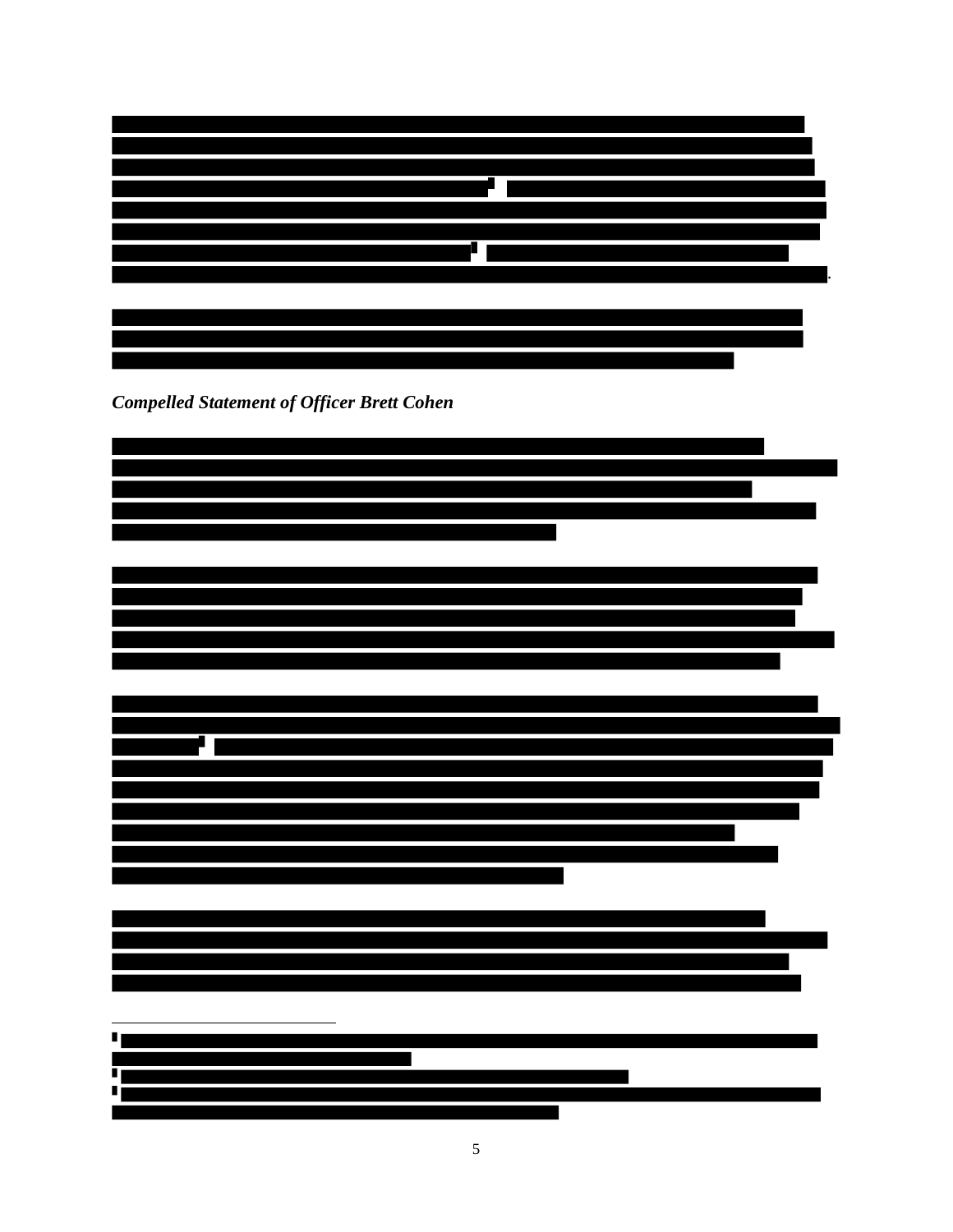*Compelled Statement of Officer Brett Cohen*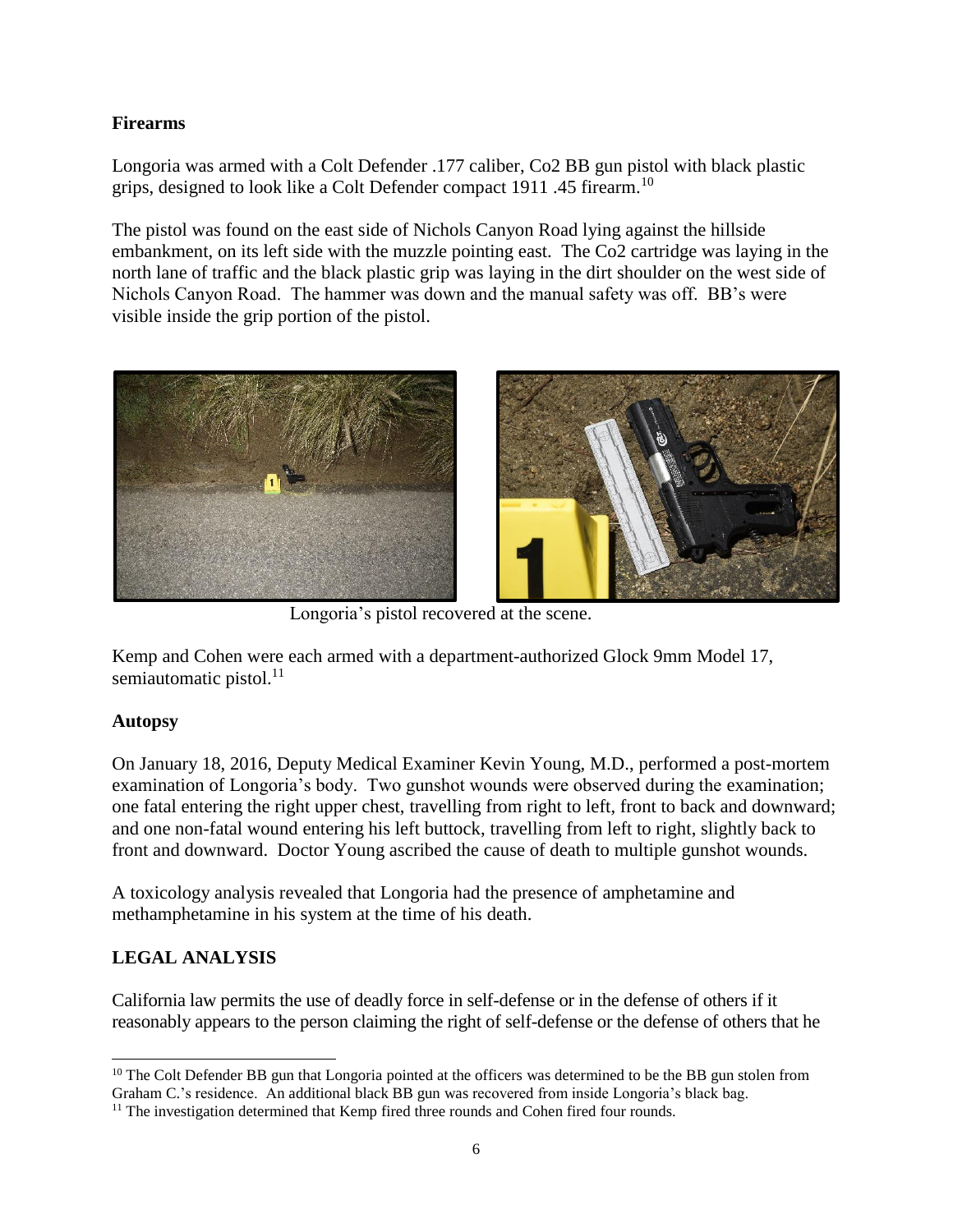## Firearms

Longoria was armed with a Colt Defender .177 caliber, Co2 BB gun pistol with black plastic grips, designed to look like a Colt Defender compact 1911 .45 firearm.[10]

The pistol was found on the east side of Nichols Canyon Road lying against the hillside embankment, on its left side with the muzzle pointing east. The Co2 cartridge was laying in the north lane of traffic and the black plastic grip was laying in the dirt shoulder on the west side of Nichols Canyon Road. The hammer was down and the manual safety was off. BB's were visible inside the grip portion of the pistol.

Longoria's pistol recovered at the scene.

Kemp and Cohen were each armed with a department-authorized Glock 9mm Model 17, semiautomatic pistol.[11]

## Autopsy

On January 18, 2016, Deputy Medical Examiner Kevin Young, M.D., performed a post-mortem examination of Longoria's body. Two gunshot wounds were observed during the examination; one fatal entering the right upper chest, travelling from right to left, front to back and downward; and one non-fatal wound entering his left buttock, travelling from left to right, slightly back to front and downward. Doctor Young ascribed the cause of death to multiple gunshot wounds.

A toxicology analysis revealed that Longoria had the presence of amphetamine and methamphetamine in his system at the time of his death.

## LEGAL ANALYSIS

California law permits the use of deadly force in self-defense or in the defense of others if it reasonably appears to the person claiming the right of self-defense or the defense of others that he

---

[10] The Colt Defender BB gun that Longoria pointed at the officers was determined to be the BB gun stolen from Graham C.'s residence. An additional black BB gun was recovered from inside Longoria's black bag.

[11] The investigation determined that Kemp fired three rounds and Cohen fired four rounds.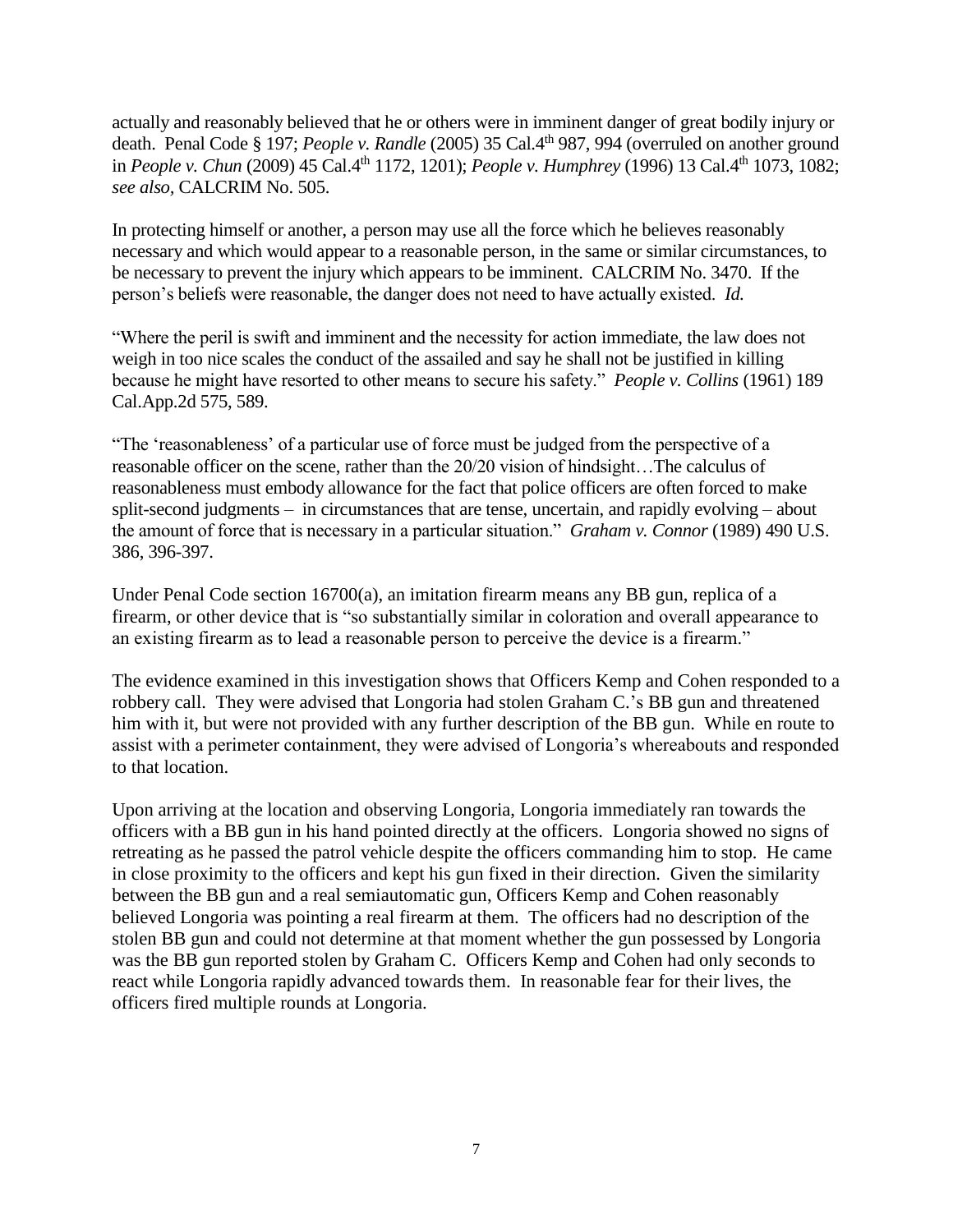actually and reasonably believed that he or others were in imminent danger of great bodily injury or death. Penal Code § 197; *People v. Randle* (2005) 35 Cal.4th 987, 994 (overruled on another ground in *People v. Chun* (2009) 45 Cal.4th 1172, 1201); *People v. Humphrey* (1996) 13 Cal.4th 1073, 1082; *see also,* CALCRIM No. 505.

In protecting himself or another, a person may use all the force which he believes reasonably necessary and which would appear to a reasonable person, in the same or similar circumstances, to be necessary to prevent the injury which appears to be imminent. CALCRIM No. 3470. If the person's beliefs were reasonable, the danger does not need to have actually existed. *Id.*

"Where the peril is swift and imminent and the necessity for action immediate, the law does not weigh in too nice scales the conduct of the assailed and say he shall not be justified in killing because he might have resorted to other means to secure his safety." *People v. Collins* (1961) 189 Cal.App.2d 575, 589.

"The 'reasonableness' of a particular use of force must be judged from the perspective of a reasonable officer on the scene, rather than the 20/20 vision of hindsight…The calculus of reasonableness must embody allowance for the fact that police officers are often forced to make split-second judgments – in circumstances that are tense, uncertain, and rapidly evolving – about the amount of force that is necessary in a particular situation." *Graham v. Connor* (1989) 490 U.S. 386, 396-397.

Under Penal Code section 16700(a), an imitation firearm means any BB gun, replica of a firearm, or other device that is "so substantially similar in coloration and overall appearance to an existing firearm as to lead a reasonable person to perceive the device is a firearm."

The evidence examined in this investigation shows that Officers Kemp and Cohen responded to a robbery call. They were advised that Longoria had stolen Graham C.'s BB gun and threatened him with it, but were not provided with any further description of the BB gun. While en route to assist with a perimeter containment, they were advised of Longoria's whereabouts and responded to that location.

Upon arriving at the location and observing Longoria, Longoria immediately ran towards the officers with a BB gun in his hand pointed directly at the officers. Longoria showed no signs of retreating as he passed the patrol vehicle despite the officers commanding him to stop. He came in close proximity to the officers and kept his gun fixed in their direction. Given the similarity between the BB gun and a real semiautomatic gun, Officers Kemp and Cohen reasonably believed Longoria was pointing a real firearm at them. The officers had no description of the stolen BB gun and could not determine at that moment whether the gun possessed by Longoria was the BB gun reported stolen by Graham C. Officers Kemp and Cohen had only seconds to react while Longoria rapidly advanced towards them. In reasonable fear for their lives, the officers fired multiple rounds at Longoria.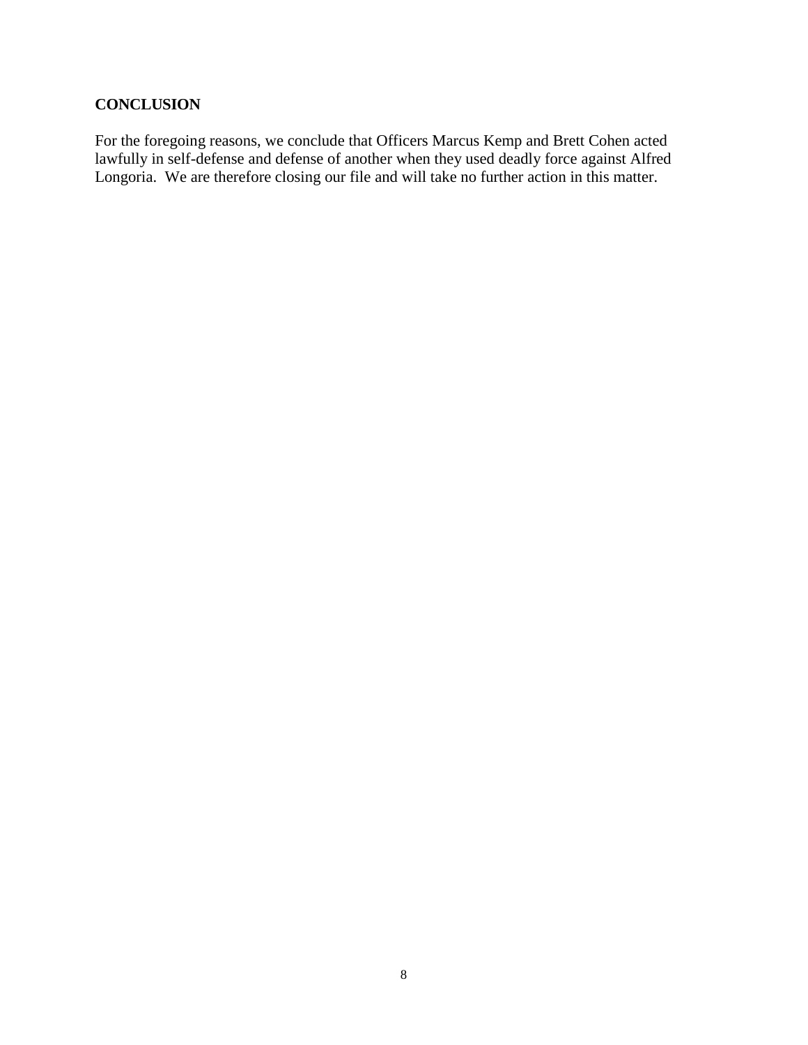## CONCLUSION

For the foregoing reasons, we conclude that Officers Marcus Kemp and Brett Cohen acted lawfully in self-defense and defense of another when they used deadly force against Alfred Longoria. We are therefore closing our file and will take no further action in this matter.